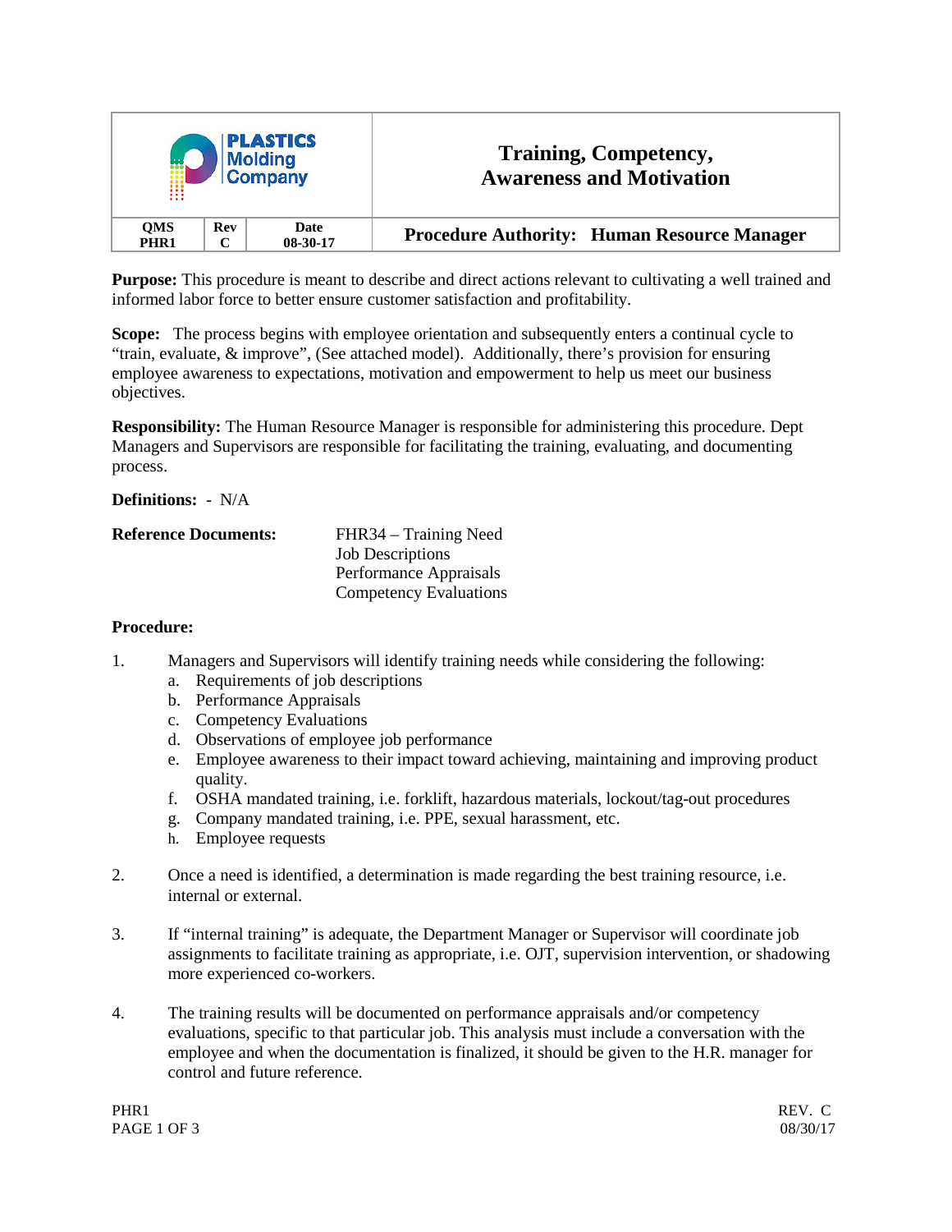| PLASTICS Molding Company | | | Training, Competency, Awareness and Motivation |
|---|---|---|---|
| QMS PHR1 | Rev C | Date 08-30-17 | Procedure Authority: Human Resource Manager |

**Purpose:** This procedure is meant to describe and direct actions relevant to cultivating a well trained and informed labor force to better ensure customer satisfaction and profitability.

**Scope:** The process begins with employee orientation and subsequently enters a continual cycle to "train, evaluate, & improve", (See attached model). Additionally, there's provision for ensuring employee awareness to expectations, motivation and empowerment to help us meet our business objectives.

**Responsibility:** The Human Resource Manager is responsible for administering this procedure. Dept Managers and Supervisors are responsible for facilitating the training, evaluating, and documenting process.

**Definitions:** - N/A

**Reference Documents:**

FHR34 – Training Need
Job Descriptions
Performance Appraisals
Competency Evaluations

**Procedure:**

1. Managers and Supervisors will identify training needs while considering the following:
   a. Requirements of job descriptions
   b. Performance Appraisals
   c. Competency Evaluations
   d. Observations of employee job performance
   e. Employee awareness to their impact toward achieving, maintaining and improving product quality.
   f. OSHA mandated training, i.e. forklift, hazardous materials, lockout/tag-out procedures
   g. Company mandated training, i.e. PPE, sexual harassment, etc.
   h. Employee requests

2. Once a need is identified, a determination is made regarding the best training resource, i.e. internal or external.

3. If "internal training" is adequate, the Department Manager or Supervisor will coordinate job assignments to facilitate training as appropriate, i.e. OJT, supervision intervention, or shadowing more experienced co-workers.

4. The training results will be documented on performance appraisals and/or competency evaluations, specific to that particular job. This analysis must include a conversation with the employee and when the documentation is finalized, it should be given to the H.R. manager for control and future reference.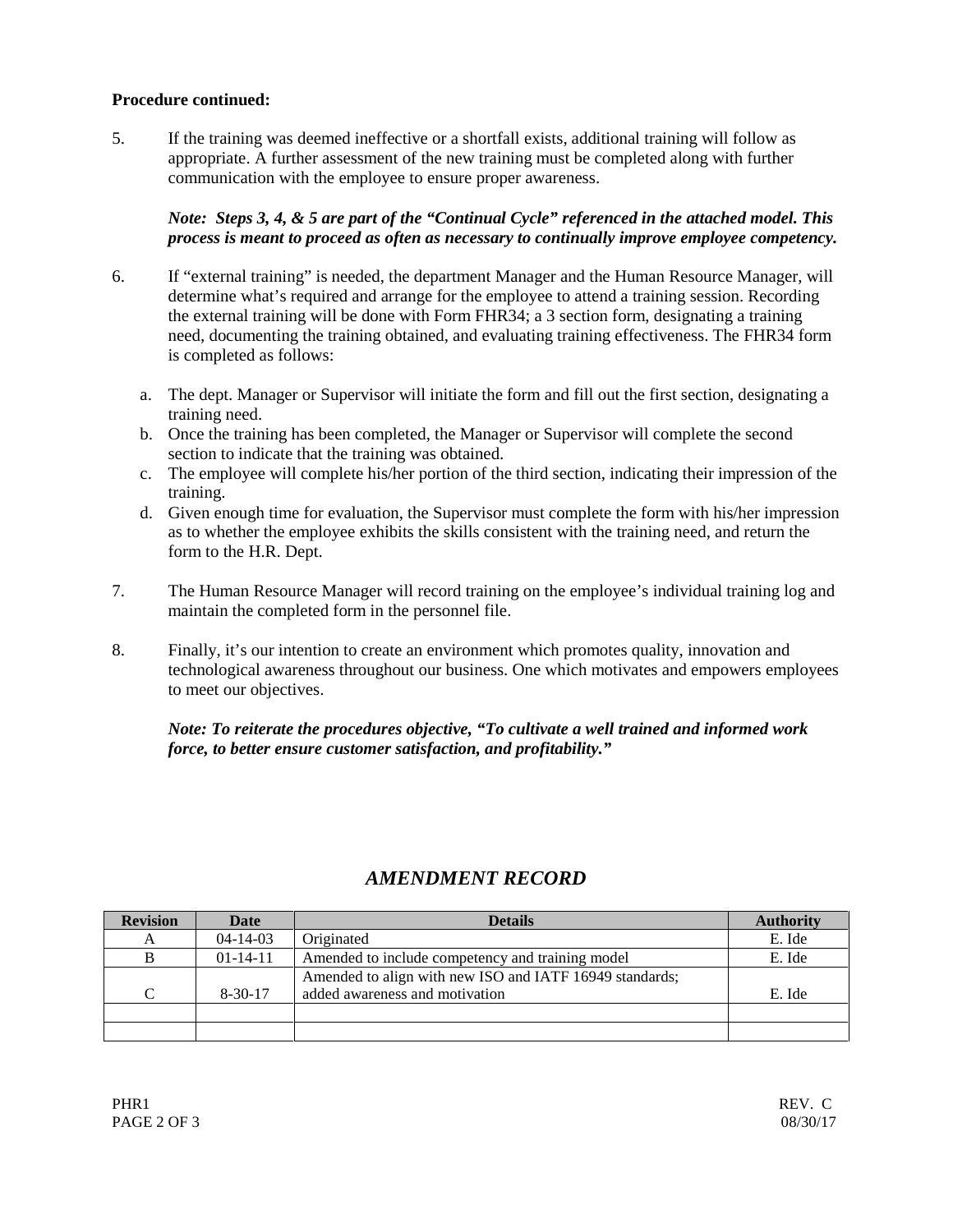**Procedure continued:**

5. If the training was deemed ineffective or a shortfall exists, additional training will follow as appropriate. A further assessment of the new training must be completed along with further communication with the employee to ensure proper awareness.

   ***Note: Steps 3, 4, & 5 are part of the "Continual Cycle" referenced in the attached model. This process is meant to proceed as often as necessary to continually improve employee competency.***

6. If "external training" is needed, the department Manager and the Human Resource Manager, will determine what's required and arrange for the employee to attend a training session. Recording the external training will be done with Form FHR34; a 3 section form, designating a training need, documenting the training obtained, and evaluating training effectiveness. The FHR34 form is completed as follows:

   a. The dept. Manager or Supervisor will initiate the form and fill out the first section, designating a training need.
   b. Once the training has been completed, the Manager or Supervisor will complete the second section to indicate that the training was obtained.
   c. The employee will complete his/her portion of the third section, indicating their impression of the training.
   d. Given enough time for evaluation, the Supervisor must complete the form with his/her impression as to whether the employee exhibits the skills consistent with the training need, and return the form to the H.R. Dept.

7. The Human Resource Manager will record training on the employee's individual training log and maintain the completed form in the personnel file.

8. Finally, it's our intention to create an environment which promotes quality, innovation and technological awareness throughout our business. One which motivates and empowers employees to meet our objectives.

   ***Note: To reiterate the procedures objective, "To cultivate a well trained and informed work force, to better ensure customer satisfaction, and profitability."***

## *AMENDMENT RECORD*

| Revision | Date | Details | Authority |
|---|---|---|---|
| A | 04-14-03 | Originated | E. Ide |
| B | 01-14-11 | Amended to include competency and training model | E. Ide |
| C | 8-30-17 | Amended to align with new ISO and IATF 16949 standards; added awareness and motivation | E. Ide |
| | | | |
| | | | |

PHR1 REV. C
08/30/17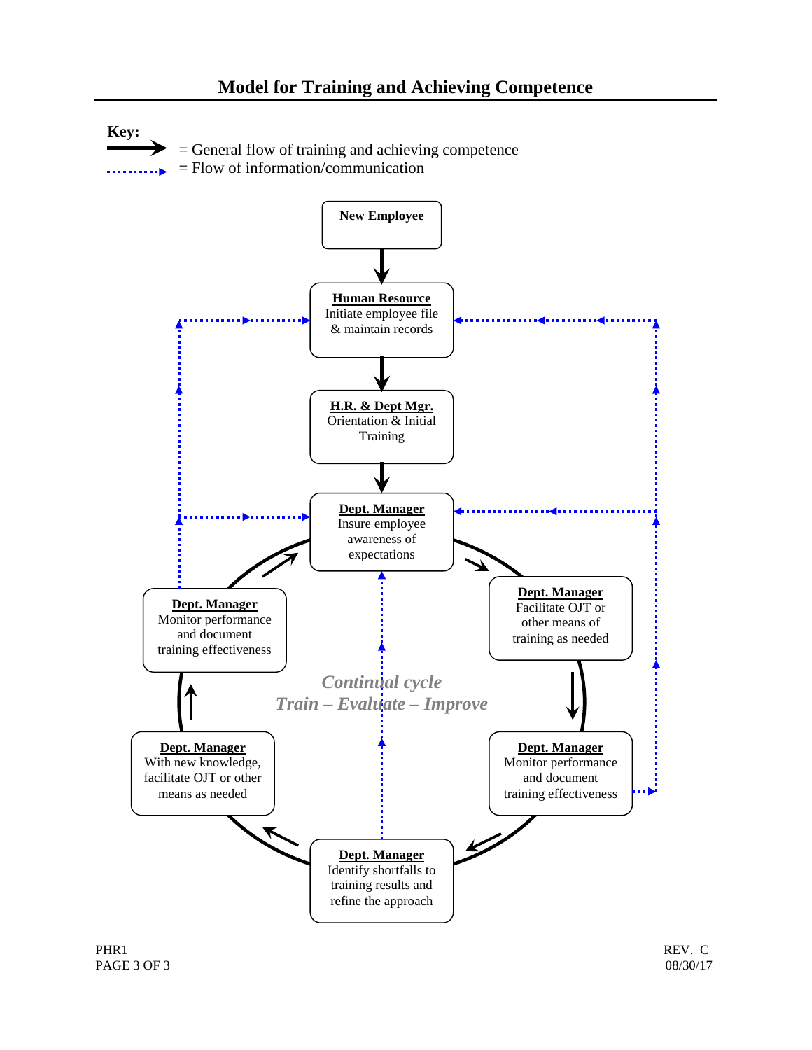# Model for Training and Achieving Competence

**Key:**

= General flow of training and achieving competence

= Flow of information/communication

**New Employee**

**Human Resource**
Initiate employee file & maintain records

**H.R. & Dept Mgr.**
Orientation & Initial Training

**Dept. Manager**
Insure employee awareness of expectations

**Dept. Manager**
Facilitate OJT or other means of training as needed

**Dept. Manager**
Monitor performance and document training effectiveness

**Dept. Manager**
Identify shortfalls to training results and refine the approach

**Dept. Manager**
With new knowledge, facilitate OJT or other means as needed

**Dept. Manager**
Monitor performance and document training effectiveness

*Continual cycle*
*Train – Evaluate – Improve*

PHR1

REV. C
08/30/17